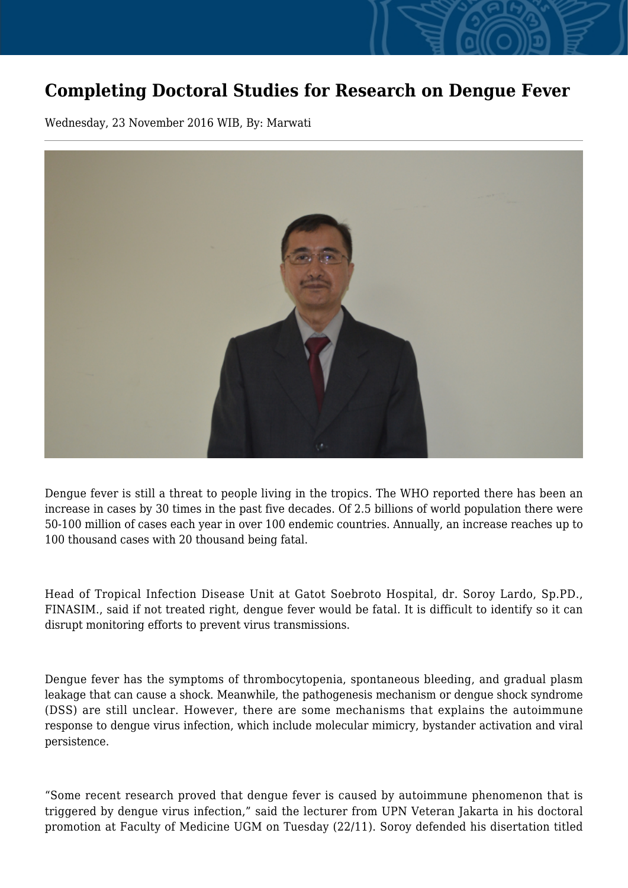# Completing Doctoral Studies for Research on Dengue Fever

Wednesday, 23 November 2016 WIB, By: Marwati

Dengue fever is still a threat to people living in the tropics. The WHO reported there has been an increase in cases by 30 times in the past five decades. Of 2.5 billions of world population there were 50-100 million of cases each year in over 100 endemic countries. Annually, an increase reaches up to 100 thousand cases with 20 thousand being fatal.

Head of Tropical Infection Disease Unit at Gatot Soebroto Hospital, dr. Soroy Lardo, Sp.PD., FINASIM., said if not treated right, dengue fever would be fatal. It is difficult to identify so it can disrupt monitoring efforts to prevent virus transmissions.

Dengue fever has the symptoms of thrombocytopenia, spontaneous bleeding, and gradual plasm leakage that can cause a shock. Meanwhile, the pathogenesis mechanism or dengue shock syndrome (DSS) are still unclear. However, there are some mechanisms that explains the autoimmune response to dengue virus infection, which include molecular mimicry, bystander activation and viral persistence.

“Some recent research proved that dengue fever is caused by autoimmune phenomenon that is triggered by dengue virus infection,” said the lecturer from UPN Veteran Jakarta in his doctoral promotion at Faculty of Medicine UGM on Tuesday (22/11). Soroy defended his disertation titled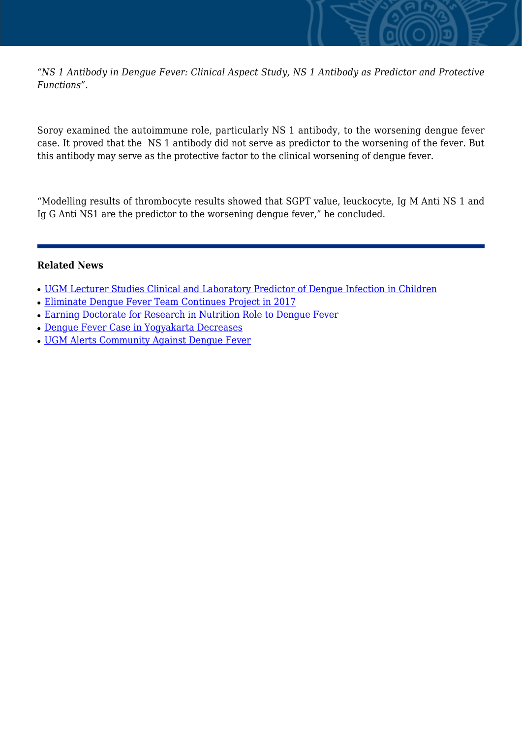*"NS 1 Antibody in Dengue Fever: Clinical Aspect Study, NS 1 Antibody as Predictor and Protective Functions"*.

Soroy examined the autoimmune role, particularly NS 1 antibody, to the worsening dengue fever case. It proved that the NS 1 antibody did not serve as predictor to the worsening of the fever. But this antibody may serve as the protective factor to the clinical worsening of dengue fever.

"Modelling results of thrombocyte results showed that SGPT value, leuckocyte, Ig M Anti NS 1 and Ig G Anti NS1 are the predictor to the worsening dengue fever," he concluded.

---

**Related News**

- UGM Lecturer Studies Clinical and Laboratory Predictor of Dengue Infection in Children
- Eliminate Dengue Fever Team Continues Project in 2017
- Earning Doctorate for Research in Nutrition Role to Dengue Fever
- Dengue Fever Case in Yogyakarta Decreases
- UGM Alerts Community Against Dengue Fever